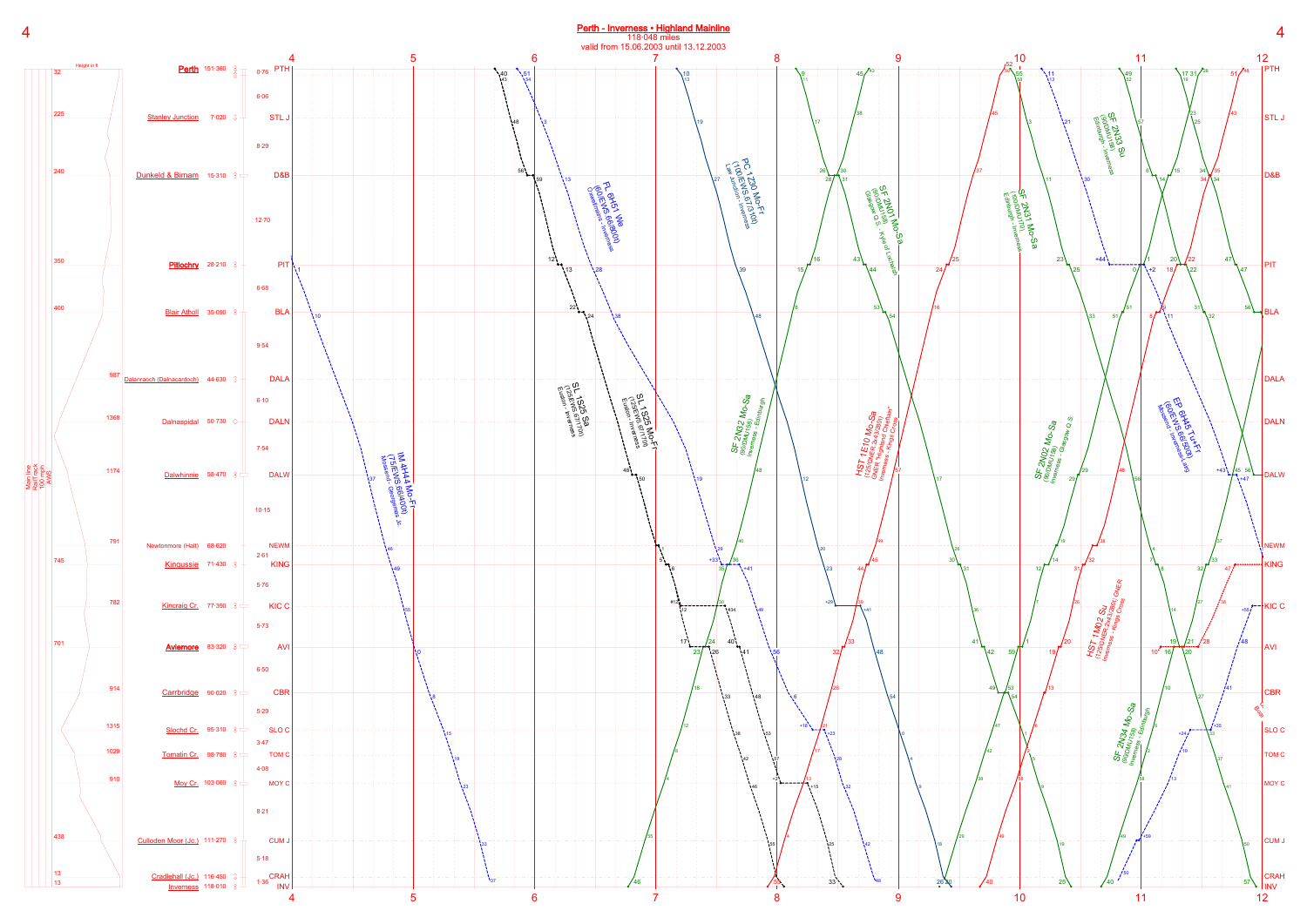# Perth - Inverness • Highland Mainline

118·048 miles

valid from 15.06.2003 until 13.12.2003

| Height in ft | Station | Mileage | Code |
|---|---|---|---|
| 32 | Perth | 151·360 | PTH |
| 225 | Stanley Junction | 7·020 | STL J |
| 240 | Dunkeld & Birnam | 15·310 | D&B |
| 350 | Pitlochry | 28·210 | PIT |
| 400 | Blair Atholl | 35·090 | BLA |
| 987 | Dalanraoch (Dalnacardoch) | 44·630 | DALA |
| 1368 | Dalnaspidal | 50·730 | DALN |
| 1174 | Dalwhinnie | 58·470 | DALW |
| 791 | Newtonmore (Halt) | 68·620 | NEWM |
| 745 | Kingussie | 71·430 | KING |
| 782 | Kincraig Cr. | 77·350 | KIC C |
| 701 | Aviemore | 83·320 | AVI |
| 914 | Carrbridge | 90·020 | CBR |
| 1315 | Slochd Cr. | 95·310 | SLO C |
| 1029 | Tomatin Cr. | 98·780 | TOM C |
| 910 | Moy Cr. | 103·060 | MOY C |
| 438 | Culloden Moor (Jc.) | 111·270 | CUM J |
| 13 | Cradlehall (Jc.) | 116·450 | CRAH |
| 13 | Inverness | 118·010 | INV |

Section distances: 0·76, 6·06, 8·29, 12·70, 6·68, 9·54, 6·10, 7·54, 10·15, 2·61, 5·76, 5·73, 6·50, 5·29, 3·47, 4·08, 8·21, 5·18, 1·36

Main line / Rail track / 100 mph / AWS

Time axis: 4 – 12

Trains:

- IM 4H44 Mo-Fr (75/EWS 66/400t) Millerhill - Georgemas Jc.
- SL 1S25 Sa (125/EWS 87/170t) Euston - Inverness
- SL 1S25 Mo-Fr (125/EWS 87/170t) Euston - Inverness
- FL 6H51 We (60/EWS 66/800t) Oxwellmains - Inverness
- PC 1Z30 Mo-Fr (100/EWS 67/310t) Law Junction - Inverness
- SF 2N32 Mo-Sa (90/DMU158) Inverness - Edinburgh
- SF 2N01 Mo-Sa (90/DMU158) Glasgow Q.S. - Kyle of Lochalsh
- HST 1E10 Mo-Sa (125/GNER 2x43/380t) GNER "Highland Chieftain" Inverness - King's Cross
- SF 2N31 Mo-Sa (90/DMU170) Edinburgh - Inverness
- SF 2N02 Mo-Sa (90/DMU158) Inverness - Glasgow Q.S.
- SF 2N33 Su (90/DMU158) Edinburgh - Inverness
- HST 1M02 Su (125/GNER 2x43/380t) GNER Inverness - Kings Cross
- EP 6H45 Tu-Fr (60/EWS 66/500t) Mossend - Inverness Lang
- SF 2N34 Mo-Sa (90/DMU158) Inverness - Edinburgh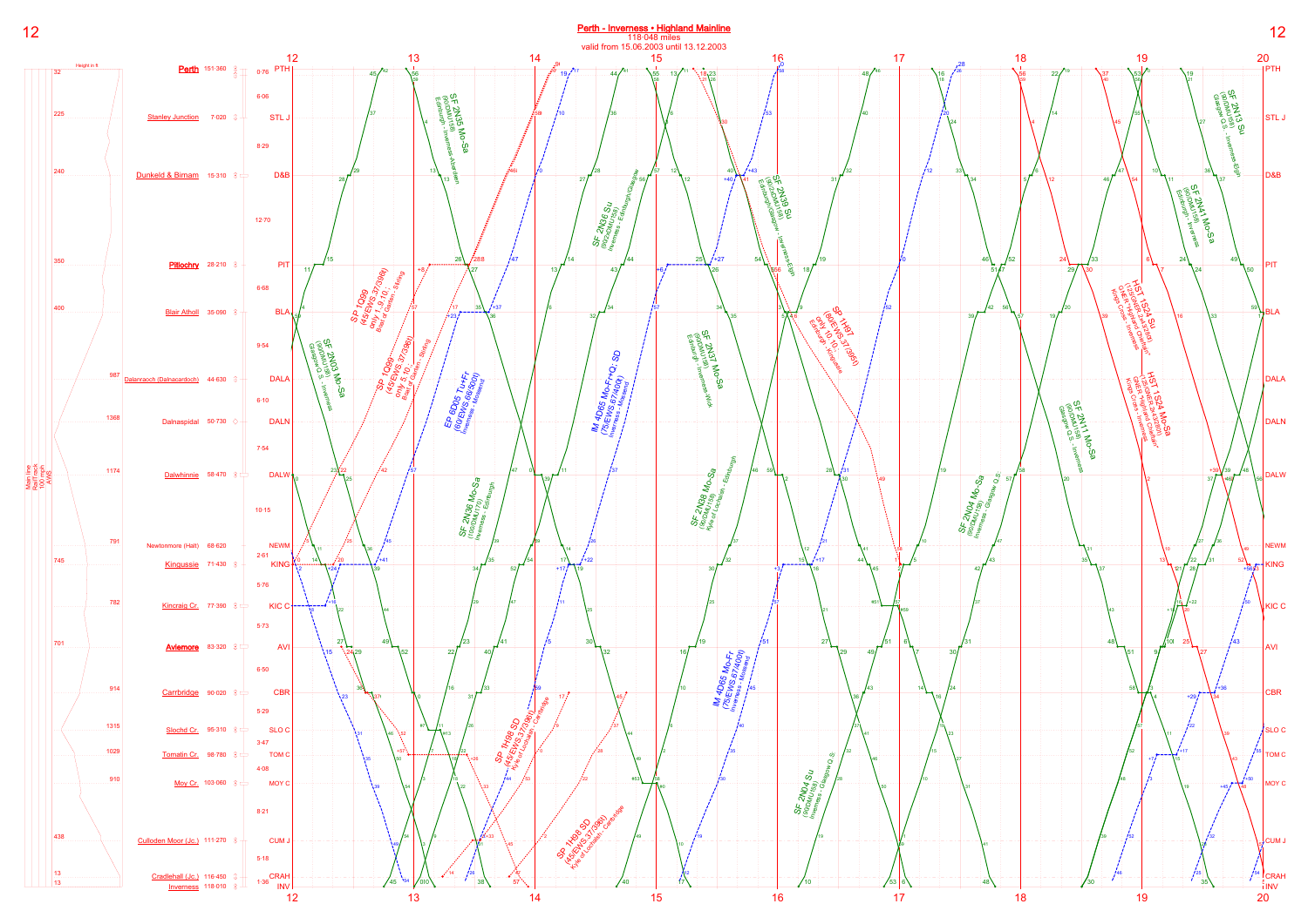# Perth - Inverness • Highland Mainline

118·048 miles

valid from 15.06.2003 until 13.12.2003

| Height in ft | Station | Mileage | Code |
|---|---|---|---|
| 32 | Perth | 151·360 | PTH |
| 225 | Stanley Junction | 7·020 | STL J |
| 240 | Dunkeld & Birnam | 15·310 | D&B |
| 350 | Pitlochry | 28·210 | PIT |
| 400 | Blair Atholl | 35·090 | BLA |
| 987 | Dalanraoch (Dalnacardoch) | 44·630 | DALA |
| 1368 | Dalnaspidal | 50·730 | DALN |
| 1174 | Dalwhinnie | 58·470 | DALW |
| 791 | Newtonmore (Halt) | 68·620 | NEWM |
| 745 | Kingussie | 71·430 | KING |
| 782 | Kincraig Cr. | 77·350 | KIC C |
| 701 | Aviemore | 83·320 | AVI |
| 914 | Carrbridge | 90·020 | CBR |
| 1315 | Slochd Cr. | 95·310 | SLO C |
| 1029 | Tomatin Cr. | 98·780 | TOM C |
| 910 | Moy Cr. | 103·060 | MOY C |
| 438 | Culloden Moor (Jc.) | 111·270 | CUM J |
| 13 | Cradlehall (Jc.) | 116·450 | CRAH |
| 13 | Inverness | 118·010 | INV |

Main line · Rbl/ Rail track · 100 mph · AWS

Time axis: 12 – 13 – 14 – 15 – 16 – 17 – 18 – 19 – 20

Trains shown:

- SF 2N35 Mo-Sa (90/DMU/158) Edinburgh - Inverness-Aberdeen
- SF 2N03 Mo-Sa (90/DMU/158) Glasgow Q.S. - Inverness
- SP 1Q99 (45/EWS 37/3961) only 1.9.10. Boat of Garten - Stirling
- SP 1Q99 (45/EWS 37/3961) only 5.10. Boat of Garten - Stirling
- EP 6D05 Tu+Fr (60/EWS 66/3000) Inverness - Mossend
- SF 2N36 Mo-Sa (100/DMU/170) Inverness - Edinburgh
- SP 1H98 SD (45/EWS 37/3961) Kyle of Lochalsh - Carrbridge
- SP 1H98 SD (45/EWS 37/3961) Kyle of Lochalsh - Carrbridge
- SF 2N36 Su (90/DMU/158) Inverness - Edinburgh/Glasgow
- IM 4D65 Mo-Fr+Q: SD (75/EWS 67/4000) Inverness - Mossend
- IM 4D65 Mo-Fr (75/EWS 67/4000) Inverness - Mossend
- SF 2N37 Mo-Sa (90/DMU/158) Edinburgh - Inverness-Wick
- SF 2N38 Mo-Sa (90/DMU/158) Kyle of Lochalsh - Edinburgh
- SF 2N39 Su (90/DMU/158) Edinburgh/Glasgow - Inverness-Elgin
- SP 1H97 (80/EWS 37/3961) only 10.10. Edinburgh - Kingussie
- SF 2N04 Su (90/DMU/158) Inverness - Glasgow Q.S.
- SF 2N04 Mo-Sa (90/DMU/158) Inverness - Glasgow Q.S.
- SF 2N11 Mo-Sa (90/DMU/158) Glasgow Q.S. - Inverness
- HST 1S34 Su (125/HST/2+9/2000) GNER "Highland Chieftain" Kings Cross - Inverness
- HST 1S34 Mo-Sa (125/HST/2+9/2000) GNER "Highland Chieftain" Kings Cross - Inverness
- SF 2N13 Su (90/DMU/158) Glasgow Q.S. - Inverness-Elgin
- SF 2N41 Mo-Sa (90/DMU/158) Edinburgh - Inverness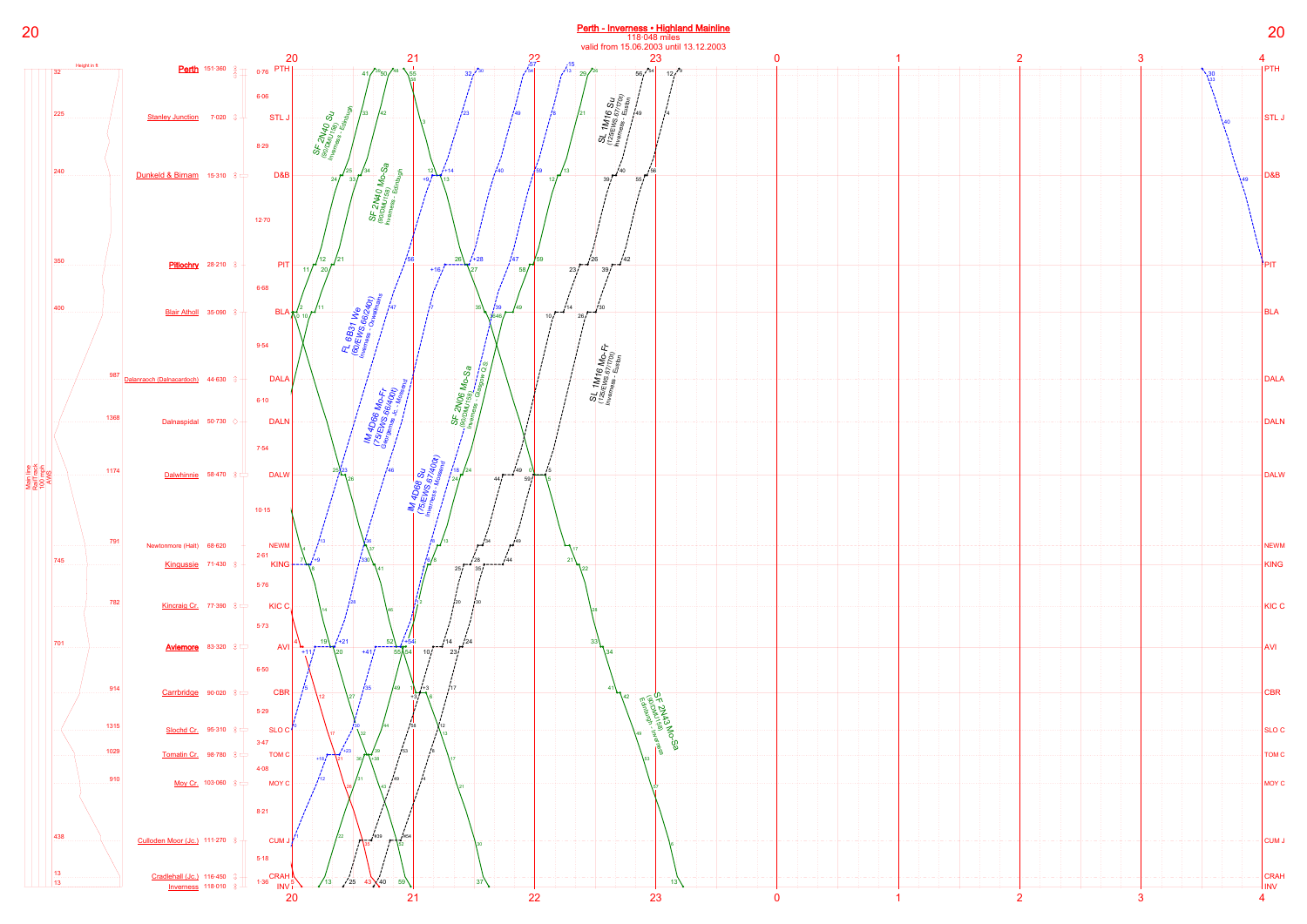# Perth - Inverness • Highland Mainline

118·048 miles

valid from 15.06.2003 until 13.12.2003

Height in ft

| Height | Station | Mileage | Code |
|---|---|---|---|
| 32 | Perth | 151·360 | PTH |
| 225 | Stanley Junction | 7·020 | STL J |
| 240 | Dunkeld & Birnam | 15·310 | D&B |
| 350 | Pitlochry | 28·210 | PIT |
| 400 | Blair Atholl | 35·090 | BLA |
| 987 | Dalnaraoch (Dalnacardoch) | 44·630 | DALA |
| 1368 | Dalnaspidal | 50·730 | DALN |
| 1174 | Dalwhinnie | 58·470 | DALW |
| 791 | Newtonmore (Halt) | 68·620 | NEWM |
| 745 | Kingussie | 71·430 | KING |
| 782 | Kincraig Cr. | 77·350 | KIC C |
| 701 | Aviemore | 83·320 | AVI |
| 914 | Carrbridge | 90·020 | CBR |
| 1315 | Slochd Cr. | 95·310 | SLO C |
| 1029 | Tomatin Cr. | 98·780 | TOM C |
| 910 | Moy Cr. | 103·060 | MOY C |
| 438 | Culloden Moor (Jc.) | 111·270 | CUM J |
| 13 | Cradlehall (Jc.) | 116·450 | CRAH |
| 13 | Inverness | 118·010 | INV |

Section distances: 0·76, 6·06, 8·29, 12·70, 6·68, 9·54, 6·10, 7·54, 10·15, 2·61, 5·76, 5·73, 6·50, 5·29, 3·47, 4·08, 8·21, 5·18, 1·36

Main line, Rail track, 100 mph, AWS

Hours: 20, 21, 22, 23, 0, 1, 2, 3, 4

SF 2N40 Su (90/DMU158) Inverness - Edinburgh

SF 2N40 Mo-Sa (90/DMU158) Inverness - Edinburgh

FL 6B31 We (60/EWS 66/2401) Inverness - Oxwellmains

IM 4D66 Mo-Fr (75/EWS 66/4001) Georgemas Jc. - Mossend

IM 4D68 Su (75/EWS 67/4001) Inverness - Mossend

SF 2N06 Mo-Sa (90/DMU158) Inverness - Glasgow Q.S.

SL 1M16 Su (125/EWS 67/700) Inverness - Euston

SL 1M16 Mo-Fr (125/EWS 67/700) Inverness - Euston

SF 2N43 Mo-Sa (90/DMU158) Edinburgh - Inverness